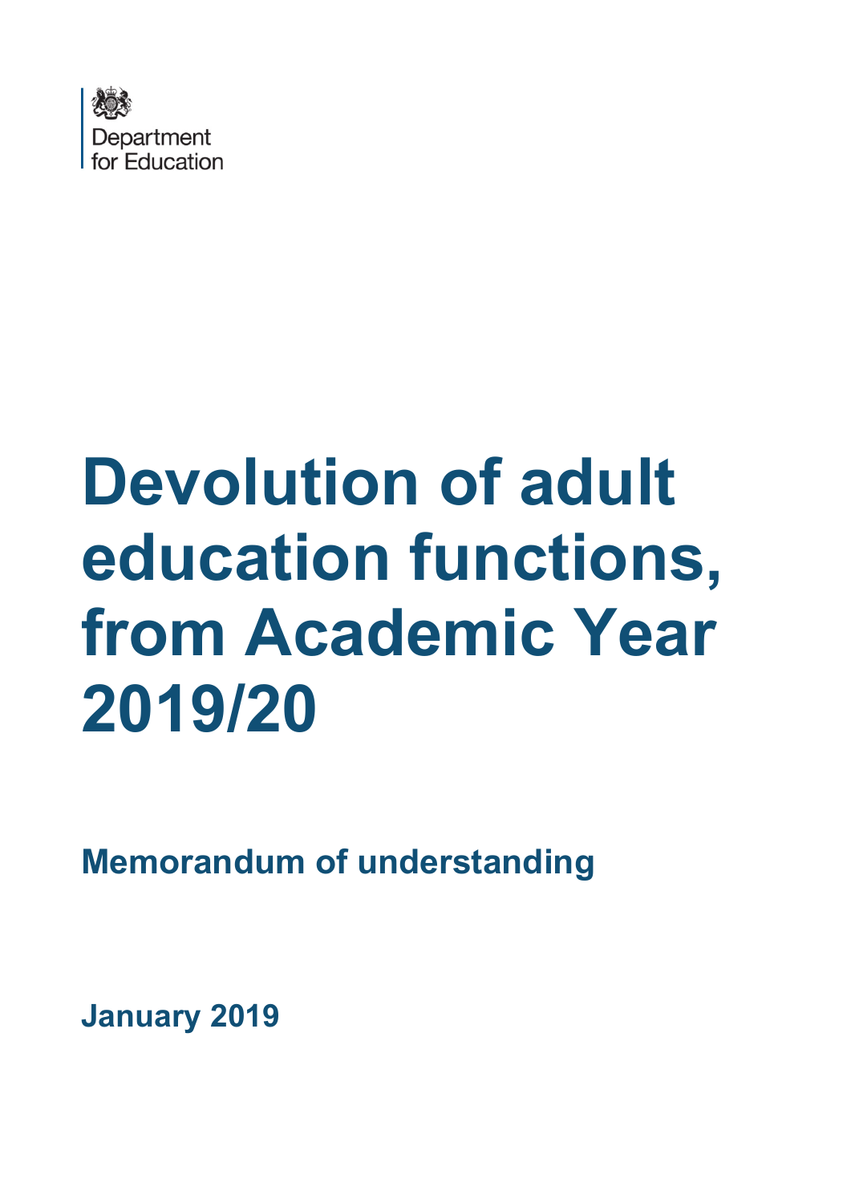Department for Education

# Devolution of adult education functions, from Academic Year 2019/20

## Memorandum of understanding

**January 2019**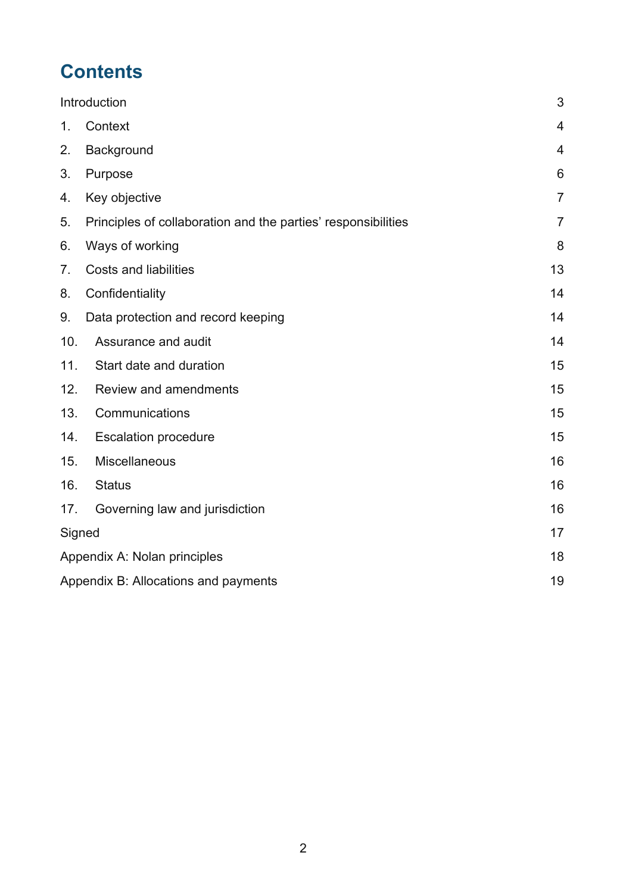# Contents

| | |
|---|---|
| Introduction | 3 |
| 1. Context | 4 |
| 2. Background | 4 |
| 3. Purpose | 6 |
| 4. Key objective | 7 |
| 5. Principles of collaboration and the parties' responsibilities | 7 |
| 6. Ways of working | 8 |
| 7. Costs and liabilities | 13 |
| 8. Confidentiality | 14 |
| 9. Data protection and record keeping | 14 |
| 10. Assurance and audit | 14 |
| 11. Start date and duration | 15 |
| 12. Review and amendments | 15 |
| 13. Communications | 15 |
| 14. Escalation procedure | 15 |
| 15. Miscellaneous | 16 |
| 16. Status | 16 |
| 17. Governing law and jurisdiction | 16 |
| Signed | 17 |
| Appendix A: Nolan principles | 18 |
| Appendix B: Allocations and payments | 19 |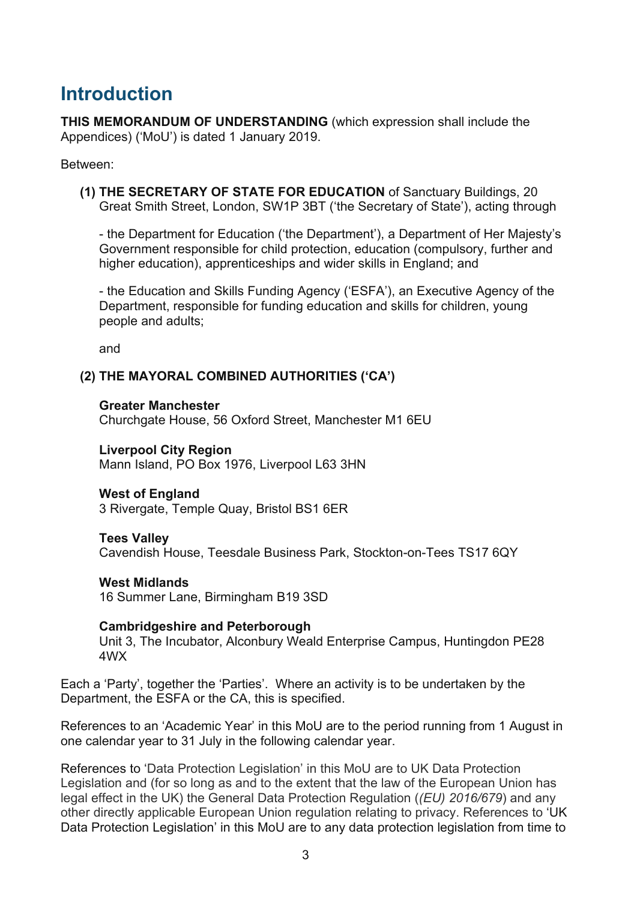# Introduction

**THIS MEMORANDUM OF UNDERSTANDING** (which expression shall include the Appendices) ('MoU') is dated 1 January 2019.

Between:

**(1) THE SECRETARY OF STATE FOR EDUCATION** of Sanctuary Buildings, 20 Great Smith Street, London, SW1P 3BT ('the Secretary of State'), acting through

- the Department for Education ('the Department'), a Department of Her Majesty's Government responsible for child protection, education (compulsory, further and higher education), apprenticeships and wider skills in England; and

- the Education and Skills Funding Agency ('ESFA'), an Executive Agency of the Department, responsible for funding education and skills for children, young people and adults;

and

**(2) THE MAYORAL COMBINED AUTHORITIES ('CA')**

**Greater Manchester**
Churchgate House, 56 Oxford Street, Manchester M1 6EU

**Liverpool City Region**
Mann Island, PO Box 1976, Liverpool L63 3HN

**West of England**
3 Rivergate, Temple Quay, Bristol BS1 6ER

**Tees Valley**
Cavendish House, Teesdale Business Park, Stockton-on-Tees TS17 6QY

**West Midlands**
16 Summer Lane, Birmingham B19 3SD

**Cambridgeshire and Peterborough**
Unit 3, The Incubator, Alconbury Weald Enterprise Campus, Huntingdon PE28 4WX

Each a 'Party', together the 'Parties'. Where an activity is to be undertaken by the Department, the ESFA or the CA, this is specified.

References to an 'Academic Year' in this MoU are to the period running from 1 August in one calendar year to 31 July in the following calendar year.

References to 'Data Protection Legislation' in this MoU are to UK Data Protection Legislation and (for so long as and to the extent that the law of the European Union has legal effect in the UK) the General Data Protection Regulation (*(EU) 2016/679*) and any other directly applicable European Union regulation relating to privacy. References to 'UK Data Protection Legislation' in this MoU are to any data protection legislation from time to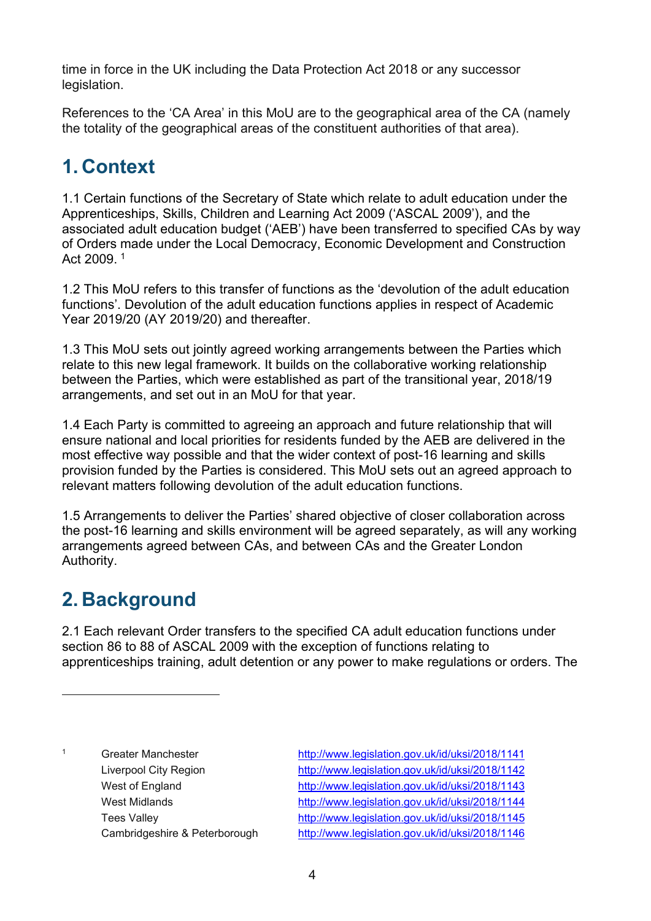time in force in the UK including the Data Protection Act 2018 or any successor legislation.

References to the 'CA Area' in this MoU are to the geographical area of the CA (namely the totality of the geographical areas of the constituent authorities of that area).

## 1. Context

1.1 Certain functions of the Secretary of State which relate to adult education under the Apprenticeships, Skills, Children and Learning Act 2009 ('ASCAL 2009'), and the associated adult education budget ('AEB') have been transferred to specified CAs by way of Orders made under the Local Democracy, Economic Development and Construction Act 2009. [1]

1.2 This MoU refers to this transfer of functions as the 'devolution of the adult education functions'. Devolution of the adult education functions applies in respect of Academic Year 2019/20 (AY 2019/20) and thereafter.

1.3 This MoU sets out jointly agreed working arrangements between the Parties which relate to this new legal framework. It builds on the collaborative working relationship between the Parties, which were established as part of the transitional year, 2018/19 arrangements, and set out in an MoU for that year.

1.4 Each Party is committed to agreeing an approach and future relationship that will ensure national and local priorities for residents funded by the AEB are delivered in the most effective way possible and that the wider context of post-16 learning and skills provision funded by the Parties is considered. This MoU sets out an agreed approach to relevant matters following devolution of the adult education functions.

1.5 Arrangements to deliver the Parties' shared objective of closer collaboration across the post-16 learning and skills environment will be agreed separately, as will any working arrangements agreed between CAs, and between CAs and the Greater London Authority.

## 2. Background

2.1 Each relevant Order transfers to the specified CA adult education functions under section 86 to 88 of ASCAL 2009 with the exception of functions relating to apprenticeships training, adult detention or any power to make regulations or orders. The

---

[1]

| | |
|---|---|
| Greater Manchester | http://www.legislation.gov.uk/id/uksi/2018/1141 |
| Liverpool City Region | http://www.legislation.gov.uk/id/uksi/2018/1142 |
| West of England | http://www.legislation.gov.uk/id/uksi/2018/1143 |
| West Midlands | http://www.legislation.gov.uk/id/uksi/2018/1144 |
| Tees Valley | http://www.legislation.gov.uk/id/uksi/2018/1145 |
| Cambridgeshire & Peterborough | http://www.legislation.gov.uk/id/uksi/2018/1146 |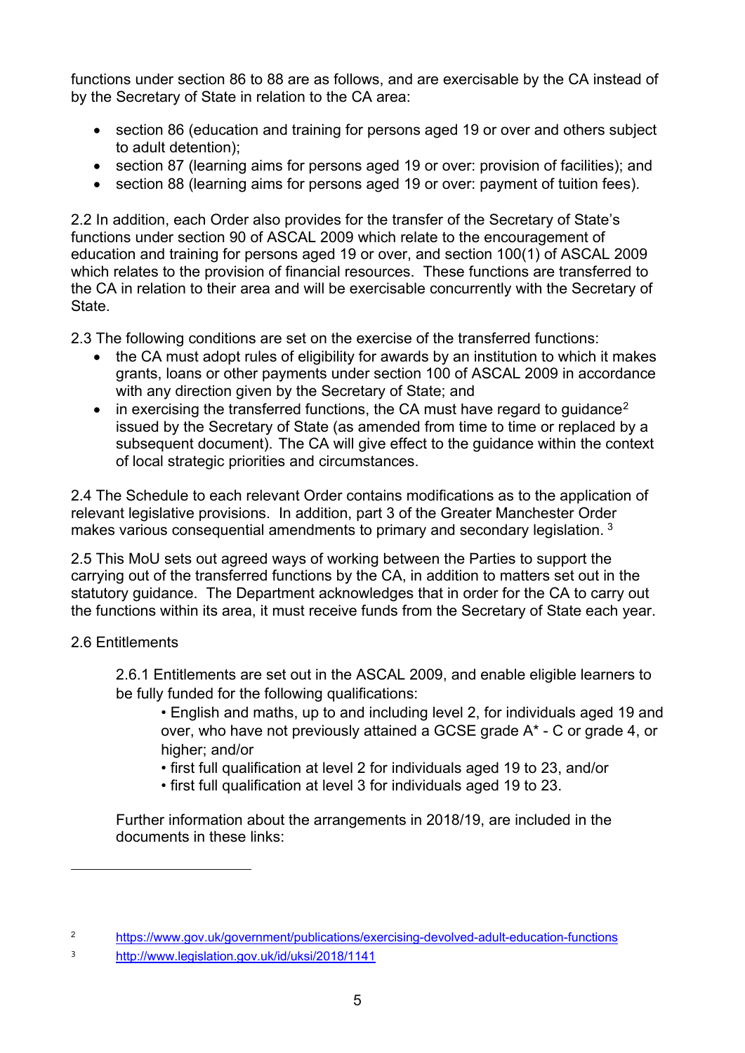functions under section 86 to 88 are as follows, and are exercisable by the CA instead of by the Secretary of State in relation to the CA area:

- section 86 (education and training for persons aged 19 or over and others subject to adult detention);
- section 87 (learning aims for persons aged 19 or over: provision of facilities); and
- section 88 (learning aims for persons aged 19 or over: payment of tuition fees).

2.2 In addition, each Order also provides for the transfer of the Secretary of State's functions under section 90 of ASCAL 2009 which relate to the encouragement of education and training for persons aged 19 or over, and section 100(1) of ASCAL 2009 which relates to the provision of financial resources. These functions are transferred to the CA in relation to their area and will be exercisable concurrently with the Secretary of State.

2.3 The following conditions are set on the exercise of the transferred functions:

- the CA must adopt rules of eligibility for awards by an institution to which it makes grants, loans or other payments under section 100 of ASCAL 2009 in accordance with any direction given by the Secretary of State; and
- in exercising the transferred functions, the CA must have regard to guidance[2] issued by the Secretary of State (as amended from time to time or replaced by a subsequent document). The CA will give effect to the guidance within the context of local strategic priorities and circumstances.

2.4 The Schedule to each relevant Order contains modifications as to the application of relevant legislative provisions. In addition, part 3 of the Greater Manchester Order makes various consequential amendments to primary and secondary legislation. [3]

2.5 This MoU sets out agreed ways of working between the Parties to support the carrying out of the transferred functions by the CA, in addition to matters set out in the statutory guidance. The Department acknowledges that in order for the CA to carry out the functions within its area, it must receive funds from the Secretary of State each year.

2.6 Entitlements

2.6.1 Entitlements are set out in the ASCAL 2009, and enable eligible learners to be fully funded for the following qualifications:

- English and maths, up to and including level 2, for individuals aged 19 and over, who have not previously attained a GCSE grade A* - C or grade 4, or higher; and/or
- first full qualification at level 2 for individuals aged 19 to 23, and/or
- first full qualification at level 3 for individuals aged 19 to 23.

Further information about the arrangements in 2018/19, are included in the documents in these links:

---

[2] https://www.gov.uk/government/publications/exercising-devolved-adult-education-functions

[3] http://www.legislation.gov.uk/id/uksi/2018/1141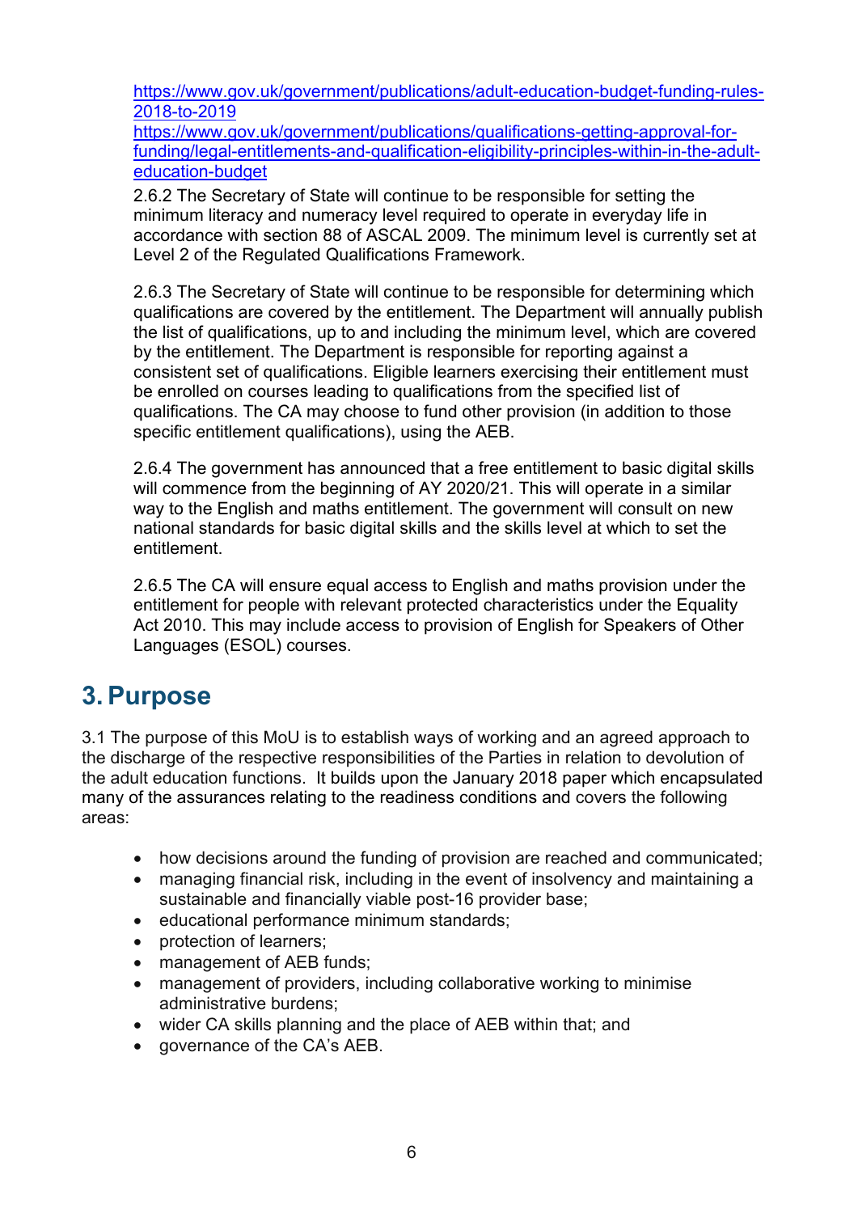https://www.gov.uk/government/publications/adult-education-budget-funding-rules-2018-to-2019
https://www.gov.uk/government/publications/qualifications-getting-approval-for-funding/legal-entitlements-and-qualification-eligibility-principles-within-in-the-adult-education-budget

2.6.2 The Secretary of State will continue to be responsible for setting the minimum literacy and numeracy level required to operate in everyday life in accordance with section 88 of ASCAL 2009. The minimum level is currently set at Level 2 of the Regulated Qualifications Framework.

2.6.3 The Secretary of State will continue to be responsible for determining which qualifications are covered by the entitlement. The Department will annually publish the list of qualifications, up to and including the minimum level, which are covered by the entitlement. The Department is responsible for reporting against a consistent set of qualifications. Eligible learners exercising their entitlement must be enrolled on courses leading to qualifications from the specified list of qualifications. The CA may choose to fund other provision (in addition to those specific entitlement qualifications), using the AEB.

2.6.4 The government has announced that a free entitlement to basic digital skills will commence from the beginning of AY 2020/21. This will operate in a similar way to the English and maths entitlement. The government will consult on new national standards for basic digital skills and the skills level at which to set the entitlement.

2.6.5 The CA will ensure equal access to English and maths provision under the entitlement for people with relevant protected characteristics under the Equality Act 2010. This may include access to provision of English for Speakers of Other Languages (ESOL) courses.

# 3. Purpose

3.1 The purpose of this MoU is to establish ways of working and an agreed approach to the discharge of the respective responsibilities of the Parties in relation to devolution of the adult education functions. It builds upon the January 2018 paper which encapsulated many of the assurances relating to the readiness conditions and covers the following areas:

- how decisions around the funding of provision are reached and communicated;
- managing financial risk, including in the event of insolvency and maintaining a sustainable and financially viable post-16 provider base;
- educational performance minimum standards;
- protection of learners;
- management of AEB funds;
- management of providers, including collaborative working to minimise administrative burdens;
- wider CA skills planning and the place of AEB within that; and
- governance of the CA's AEB.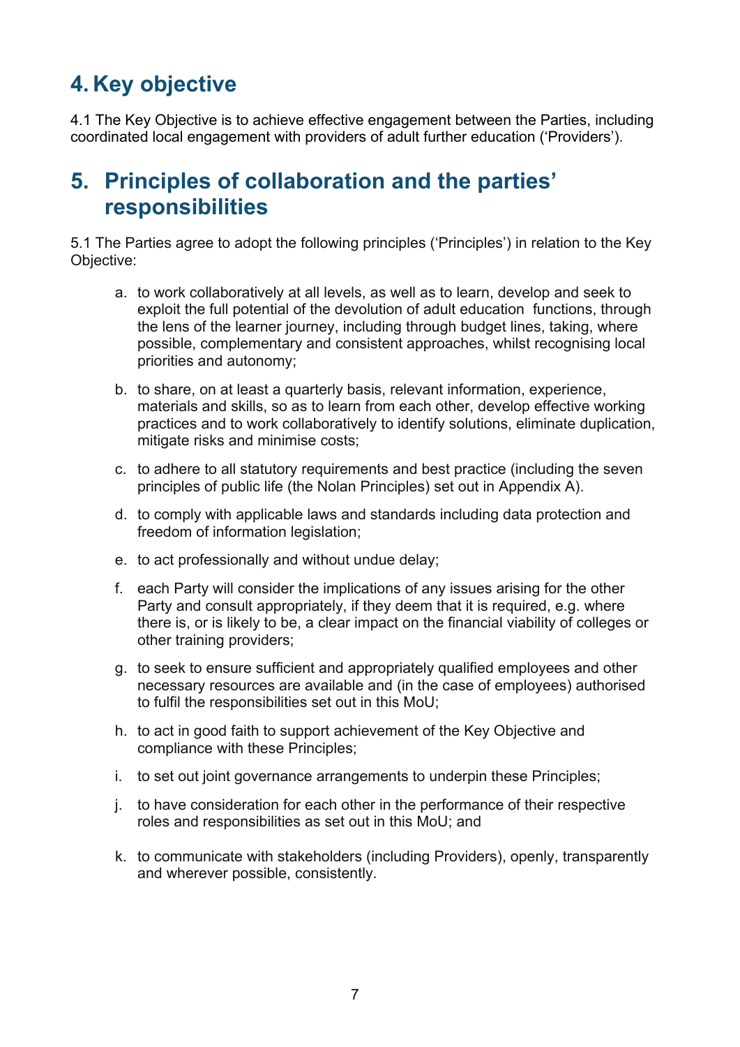# 4. Key objective

4.1 The Key Objective is to achieve effective engagement between the Parties, including coordinated local engagement with providers of adult further education ('Providers').

# 5. Principles of collaboration and the parties' responsibilities

5.1 The Parties agree to adopt the following principles ('Principles') in relation to the Key Objective:

a. to work collaboratively at all levels, as well as to learn, develop and seek to exploit the full potential of the devolution of adult education functions, through the lens of the learner journey, including through budget lines, taking, where possible, complementary and consistent approaches, whilst recognising local priorities and autonomy;

b. to share, on at least a quarterly basis, relevant information, experience, materials and skills, so as to learn from each other, develop effective working practices and to work collaboratively to identify solutions, eliminate duplication, mitigate risks and minimise costs;

c. to adhere to all statutory requirements and best practice (including the seven principles of public life (the Nolan Principles) set out in Appendix A).

d. to comply with applicable laws and standards including data protection and freedom of information legislation;

e. to act professionally and without undue delay;

f. each Party will consider the implications of any issues arising for the other Party and consult appropriately, if they deem that it is required, e.g. where there is, or is likely to be, a clear impact on the financial viability of colleges or other training providers;

g. to seek to ensure sufficient and appropriately qualified employees and other necessary resources are available and (in the case of employees) authorised to fulfil the responsibilities set out in this MoU;

h. to act in good faith to support achievement of the Key Objective and compliance with these Principles;

i. to set out joint governance arrangements to underpin these Principles;

j. to have consideration for each other in the performance of their respective roles and responsibilities as set out in this MoU; and

k. to communicate with stakeholders (including Providers), openly, transparently and wherever possible, consistently.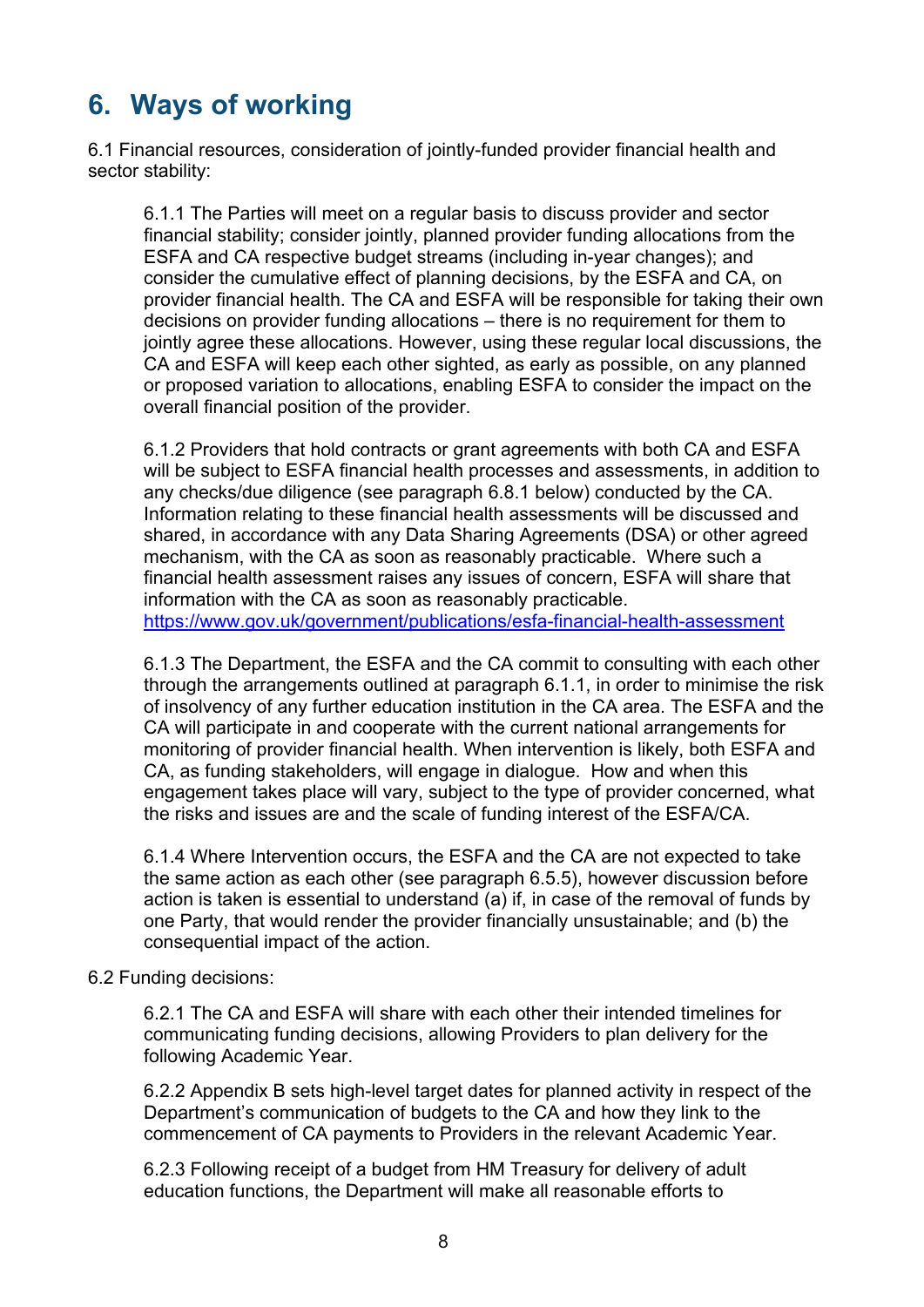# 6. Ways of working

6.1 Financial resources, consideration of jointly-funded provider financial health and sector stability:

6.1.1 The Parties will meet on a regular basis to discuss provider and sector financial stability; consider jointly, planned provider funding allocations from the ESFA and CA respective budget streams (including in-year changes); and consider the cumulative effect of planning decisions, by the ESFA and CA, on provider financial health. The CA and ESFA will be responsible for taking their own decisions on provider funding allocations – there is no requirement for them to jointly agree these allocations. However, using these regular local discussions, the CA and ESFA will keep each other sighted, as early as possible, on any planned or proposed variation to allocations, enabling ESFA to consider the impact on the overall financial position of the provider.

6.1.2 Providers that hold contracts or grant agreements with both CA and ESFA will be subject to ESFA financial health processes and assessments, in addition to any checks/due diligence (see paragraph 6.8.1 below) conducted by the CA. Information relating to these financial health assessments will be discussed and shared, in accordance with any Data Sharing Agreements (DSA) or other agreed mechanism, with the CA as soon as reasonably practicable. Where such a financial health assessment raises any issues of concern, ESFA will share that information with the CA as soon as reasonably practicable. https://www.gov.uk/government/publications/esfa-financial-health-assessment

6.1.3 The Department, the ESFA and the CA commit to consulting with each other through the arrangements outlined at paragraph 6.1.1, in order to minimise the risk of insolvency of any further education institution in the CA area. The ESFA and the CA will participate in and cooperate with the current national arrangements for monitoring of provider financial health. When intervention is likely, both ESFA and CA, as funding stakeholders, will engage in dialogue. How and when this engagement takes place will vary, subject to the type of provider concerned, what the risks and issues are and the scale of funding interest of the ESFA/CA.

6.1.4 Where Intervention occurs, the ESFA and the CA are not expected to take the same action as each other (see paragraph 6.5.5), however discussion before action is taken is essential to understand (a) if, in case of the removal of funds by one Party, that would render the provider financially unsustainable; and (b) the consequential impact of the action.

6.2 Funding decisions:

6.2.1 The CA and ESFA will share with each other their intended timelines for communicating funding decisions, allowing Providers to plan delivery for the following Academic Year.

6.2.2 Appendix B sets high-level target dates for planned activity in respect of the Department's communication of budgets to the CA and how they link to the commencement of CA payments to Providers in the relevant Academic Year.

6.2.3 Following receipt of a budget from HM Treasury for delivery of adult education functions, the Department will make all reasonable efforts to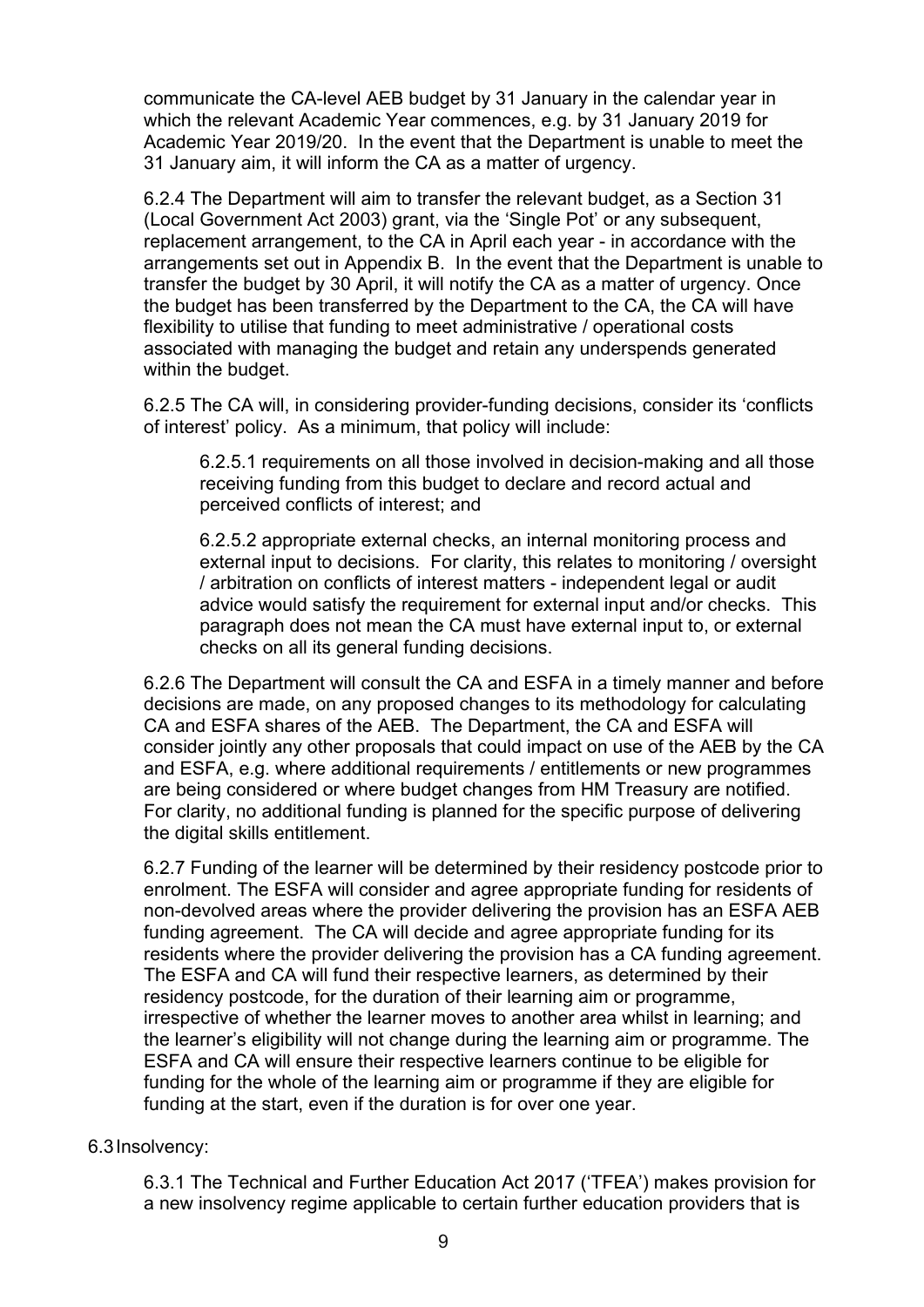communicate the CA-level AEB budget by 31 January in the calendar year in which the relevant Academic Year commences, e.g. by 31 January 2019 for Academic Year 2019/20. In the event that the Department is unable to meet the 31 January aim, it will inform the CA as a matter of urgency.

6.2.4 The Department will aim to transfer the relevant budget, as a Section 31 (Local Government Act 2003) grant, via the 'Single Pot' or any subsequent, replacement arrangement, to the CA in April each year - in accordance with the arrangements set out in Appendix B. In the event that the Department is unable to transfer the budget by 30 April, it will notify the CA as a matter of urgency. Once the budget has been transferred by the Department to the CA, the CA will have flexibility to utilise that funding to meet administrative / operational costs associated with managing the budget and retain any underspends generated within the budget.

6.2.5 The CA will, in considering provider-funding decisions, consider its 'conflicts of interest' policy. As a minimum, that policy will include:

> 6.2.5.1 requirements on all those involved in decision-making and all those receiving funding from this budget to declare and record actual and perceived conflicts of interest; and
>
> 6.2.5.2 appropriate external checks, an internal monitoring process and external input to decisions. For clarity, this relates to monitoring / oversight / arbitration on conflicts of interest matters - independent legal or audit advice would satisfy the requirement for external input and/or checks. This paragraph does not mean the CA must have external input to, or external checks on all its general funding decisions.

6.2.6 The Department will consult the CA and ESFA in a timely manner and before decisions are made, on any proposed changes to its methodology for calculating CA and ESFA shares of the AEB. The Department, the CA and ESFA will consider jointly any other proposals that could impact on use of the AEB by the CA and ESFA, e.g. where additional requirements / entitlements or new programmes are being considered or where budget changes from HM Treasury are notified. For clarity, no additional funding is planned for the specific purpose of delivering the digital skills entitlement.

6.2.7 Funding of the learner will be determined by their residency postcode prior to enrolment. The ESFA will consider and agree appropriate funding for residents of non-devolved areas where the provider delivering the provision has an ESFA AEB funding agreement. The CA will decide and agree appropriate funding for its residents where the provider delivering the provision has a CA funding agreement. The ESFA and CA will fund their respective learners, as determined by their residency postcode, for the duration of their learning aim or programme, irrespective of whether the learner moves to another area whilst in learning; and the learner's eligibility will not change during the learning aim or programme. The ESFA and CA will ensure their respective learners continue to be eligible for funding for the whole of the learning aim or programme if they are eligible for funding at the start, even if the duration is for over one year.

6.3 Insolvency:

> 6.3.1 The Technical and Further Education Act 2017 ('TFEA') makes provision for a new insolvency regime applicable to certain further education providers that is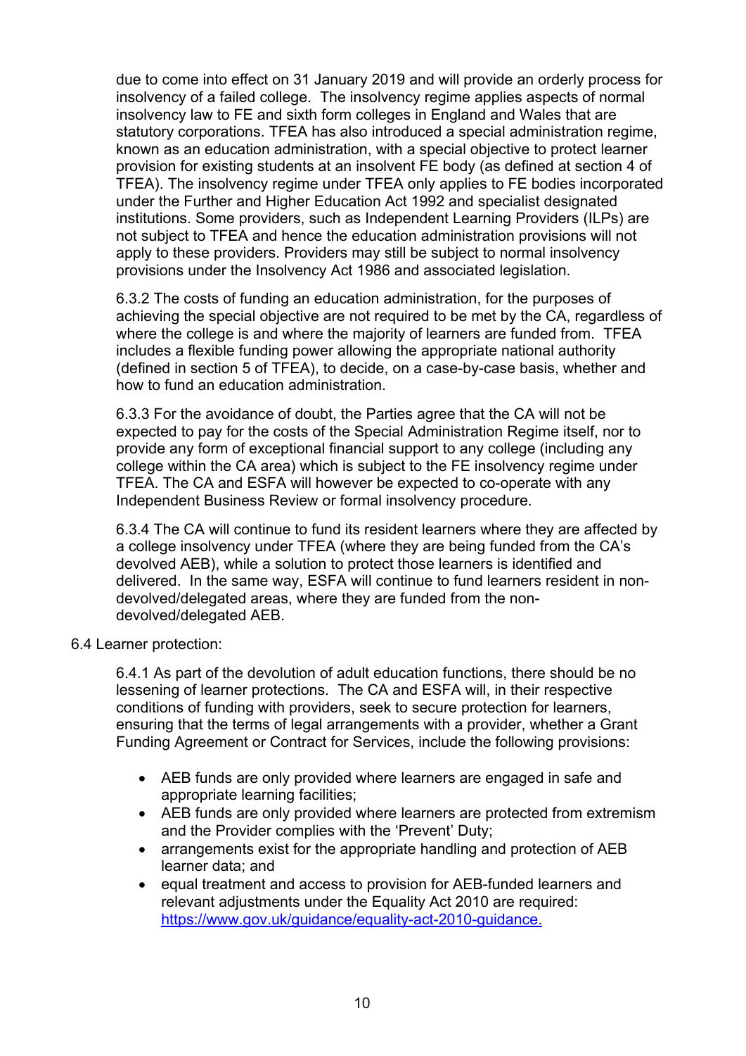due to come into effect on 31 January 2019 and will provide an orderly process for insolvency of a failed college. The insolvency regime applies aspects of normal insolvency law to FE and sixth form colleges in England and Wales that are statutory corporations. TFEA has also introduced a special administration regime, known as an education administration, with a special objective to protect learner provision for existing students at an insolvent FE body (as defined at section 4 of TFEA). The insolvency regime under TFEA only applies to FE bodies incorporated under the Further and Higher Education Act 1992 and specialist designated institutions. Some providers, such as Independent Learning Providers (ILPs) are not subject to TFEA and hence the education administration provisions will not apply to these providers. Providers may still be subject to normal insolvency provisions under the Insolvency Act 1986 and associated legislation.

6.3.2 The costs of funding an education administration, for the purposes of achieving the special objective are not required to be met by the CA, regardless of where the college is and where the majority of learners are funded from. TFEA includes a flexible funding power allowing the appropriate national authority (defined in section 5 of TFEA), to decide, on a case-by-case basis, whether and how to fund an education administration.

6.3.3 For the avoidance of doubt, the Parties agree that the CA will not be expected to pay for the costs of the Special Administration Regime itself, nor to provide any form of exceptional financial support to any college (including any college within the CA area) which is subject to the FE insolvency regime under TFEA. The CA and ESFA will however be expected to co-operate with any Independent Business Review or formal insolvency procedure.

6.3.4 The CA will continue to fund its resident learners where they are affected by a college insolvency under TFEA (where they are being funded from the CA's devolved AEB), while a solution to protect those learners is identified and delivered. In the same way, ESFA will continue to fund learners resident in non-devolved/delegated areas, where they are funded from the non-devolved/delegated AEB.

6.4 Learner protection:

6.4.1 As part of the devolution of adult education functions, there should be no lessening of learner protections. The CA and ESFA will, in their respective conditions of funding with providers, seek to secure protection for learners, ensuring that the terms of legal arrangements with a provider, whether a Grant Funding Agreement or Contract for Services, include the following provisions:

- AEB funds are only provided where learners are engaged in safe and appropriate learning facilities;
- AEB funds are only provided where learners are protected from extremism and the Provider complies with the 'Prevent' Duty;
- arrangements exist for the appropriate handling and protection of AEB learner data; and
- equal treatment and access to provision for AEB-funded learners and relevant adjustments under the Equality Act 2010 are required: https://www.gov.uk/guidance/equality-act-2010-guidance.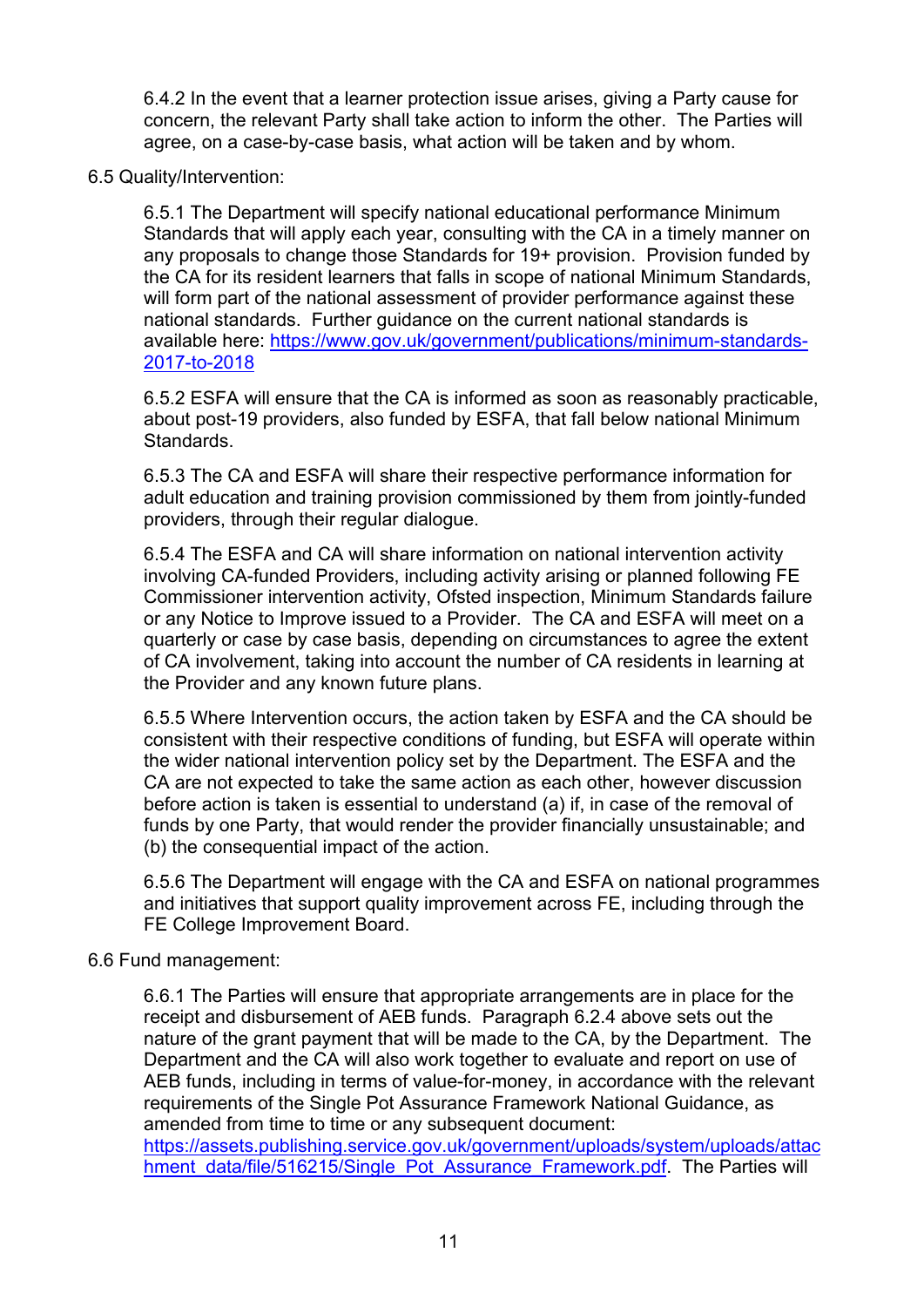6.4.2 In the event that a learner protection issue arises, giving a Party cause for concern, the relevant Party shall take action to inform the other. The Parties will agree, on a case-by-case basis, what action will be taken and by whom.

6.5 Quality/Intervention:

6.5.1 The Department will specify national educational performance Minimum Standards that will apply each year, consulting with the CA in a timely manner on any proposals to change those Standards for 19+ provision. Provision funded by the CA for its resident learners that falls in scope of national Minimum Standards, will form part of the national assessment of provider performance against these national standards. Further guidance on the current national standards is available here: https://www.gov.uk/government/publications/minimum-standards-2017-to-2018

6.5.2 ESFA will ensure that the CA is informed as soon as reasonably practicable, about post-19 providers, also funded by ESFA, that fall below national Minimum Standards.

6.5.3 The CA and ESFA will share their respective performance information for adult education and training provision commissioned by them from jointly-funded providers, through their regular dialogue.

6.5.4 The ESFA and CA will share information on national intervention activity involving CA-funded Providers, including activity arising or planned following FE Commissioner intervention activity, Ofsted inspection, Minimum Standards failure or any Notice to Improve issued to a Provider. The CA and ESFA will meet on a quarterly or case by case basis, depending on circumstances to agree the extent of CA involvement, taking into account the number of CA residents in learning at the Provider and any known future plans.

6.5.5 Where Intervention occurs, the action taken by ESFA and the CA should be consistent with their respective conditions of funding, but ESFA will operate within the wider national intervention policy set by the Department. The ESFA and the CA are not expected to take the same action as each other, however discussion before action is taken is essential to understand (a) if, in case of the removal of funds by one Party, that would render the provider financially unsustainable; and (b) the consequential impact of the action.

6.5.6 The Department will engage with the CA and ESFA on national programmes and initiatives that support quality improvement across FE, including through the FE College Improvement Board.

6.6 Fund management:

6.6.1 The Parties will ensure that appropriate arrangements are in place for the receipt and disbursement of AEB funds. Paragraph 6.2.4 above sets out the nature of the grant payment that will be made to the CA, by the Department. The Department and the CA will also work together to evaluate and report on use of AEB funds, including in terms of value-for-money, in accordance with the relevant requirements of the Single Pot Assurance Framework National Guidance, as amended from time to time or any subsequent document: https://assets.publishing.service.gov.uk/government/uploads/system/uploads/attachment_data/file/516215/Single_Pot_Assurance_Framework.pdf. The Parties will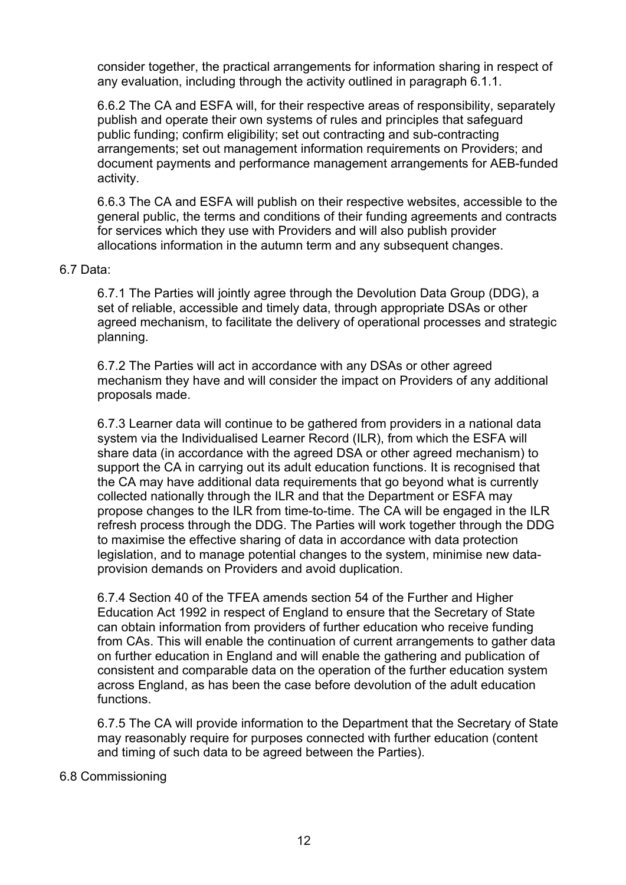consider together, the practical arrangements for information sharing in respect of any evaluation, including through the activity outlined in paragraph 6.1.1.

6.6.2 The CA and ESFA will, for their respective areas of responsibility, separately publish and operate their own systems of rules and principles that safeguard public funding; confirm eligibility; set out contracting and sub-contracting arrangements; set out management information requirements on Providers; and document payments and performance management arrangements for AEB-funded activity.

6.6.3 The CA and ESFA will publish on their respective websites, accessible to the general public, the terms and conditions of their funding agreements and contracts for services which they use with Providers and will also publish provider allocations information in the autumn term and any subsequent changes.

6.7 Data:

6.7.1 The Parties will jointly agree through the Devolution Data Group (DDG), a set of reliable, accessible and timely data, through appropriate DSAs or other agreed mechanism, to facilitate the delivery of operational processes and strategic planning.

6.7.2 The Parties will act in accordance with any DSAs or other agreed mechanism they have and will consider the impact on Providers of any additional proposals made.

6.7.3 Learner data will continue to be gathered from providers in a national data system via the Individualised Learner Record (ILR), from which the ESFA will share data (in accordance with the agreed DSA or other agreed mechanism) to support the CA in carrying out its adult education functions. It is recognised that the CA may have additional data requirements that go beyond what is currently collected nationally through the ILR and that the Department or ESFA may propose changes to the ILR from time-to-time. The CA will be engaged in the ILR refresh process through the DDG. The Parties will work together through the DDG to maximise the effective sharing of data in accordance with data protection legislation, and to manage potential changes to the system, minimise new data-provision demands on Providers and avoid duplication.

6.7.4 Section 40 of the TFEA amends section 54 of the Further and Higher Education Act 1992 in respect of England to ensure that the Secretary of State can obtain information from providers of further education who receive funding from CAs. This will enable the continuation of current arrangements to gather data on further education in England and will enable the gathering and publication of consistent and comparable data on the operation of the further education system across England, as has been the case before devolution of the adult education functions.

6.7.5 The CA will provide information to the Department that the Secretary of State may reasonably require for purposes connected with further education (content and timing of such data to be agreed between the Parties).

6.8 Commissioning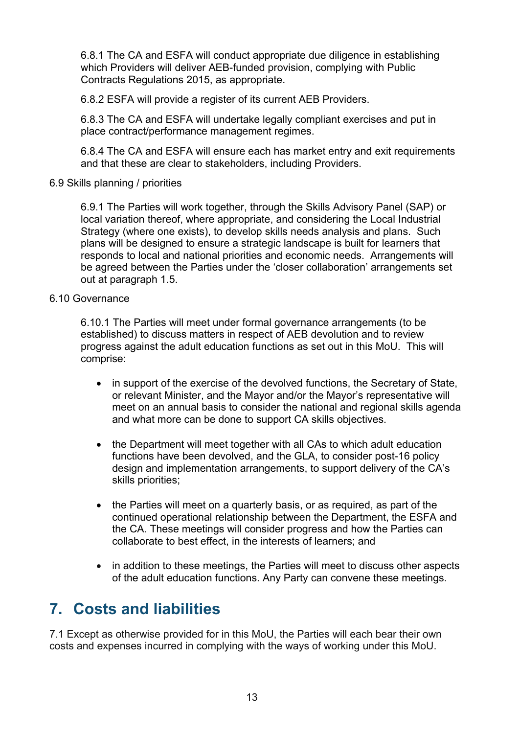6.8.1 The CA and ESFA will conduct appropriate due diligence in establishing which Providers will deliver AEB-funded provision, complying with Public Contracts Regulations 2015, as appropriate.

6.8.2 ESFA will provide a register of its current AEB Providers.

6.8.3 The CA and ESFA will undertake legally compliant exercises and put in place contract/performance management regimes.

6.8.4 The CA and ESFA will ensure each has market entry and exit requirements and that these are clear to stakeholders, including Providers.

6.9 Skills planning / priorities

6.9.1 The Parties will work together, through the Skills Advisory Panel (SAP) or local variation thereof, where appropriate, and considering the Local Industrial Strategy (where one exists), to develop skills needs analysis and plans. Such plans will be designed to ensure a strategic landscape is built for learners that responds to local and national priorities and economic needs. Arrangements will be agreed between the Parties under the 'closer collaboration' arrangements set out at paragraph 1.5.

6.10 Governance

6.10.1 The Parties will meet under formal governance arrangements (to be established) to discuss matters in respect of AEB devolution and to review progress against the adult education functions as set out in this MoU. This will comprise:

- in support of the exercise of the devolved functions, the Secretary of State, or relevant Minister, and the Mayor and/or the Mayor's representative will meet on an annual basis to consider the national and regional skills agenda and what more can be done to support CA skills objectives.

- the Department will meet together with all CAs to which adult education functions have been devolved, and the GLA, to consider post-16 policy design and implementation arrangements, to support delivery of the CA's skills priorities;

- the Parties will meet on a quarterly basis, or as required, as part of the continued operational relationship between the Department, the ESFA and the CA. These meetings will consider progress and how the Parties can collaborate to best effect, in the interests of learners; and

- in addition to these meetings, the Parties will meet to discuss other aspects of the adult education functions. Any Party can convene these meetings.

## 7. Costs and liabilities

7.1 Except as otherwise provided for in this MoU, the Parties will each bear their own costs and expenses incurred in complying with the ways of working under this MoU.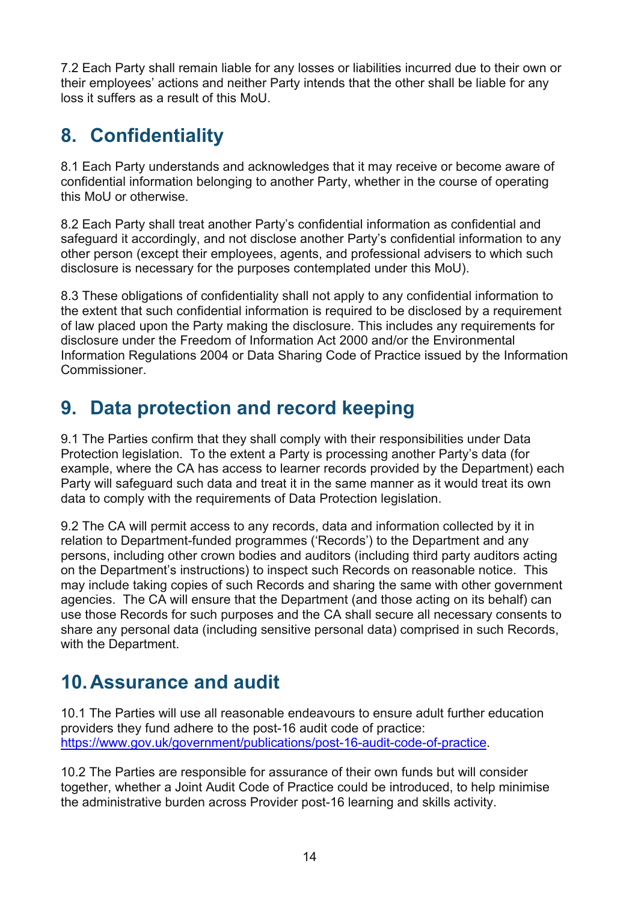7.2 Each Party shall remain liable for any losses or liabilities incurred due to their own or their employees' actions and neither Party intends that the other shall be liable for any loss it suffers as a result of this MoU.

## 8. Confidentiality

8.1 Each Party understands and acknowledges that it may receive or become aware of confidential information belonging to another Party, whether in the course of operating this MoU or otherwise.

8.2 Each Party shall treat another Party's confidential information as confidential and safeguard it accordingly, and not disclose another Party's confidential information to any other person (except their employees, agents, and professional advisers to which such disclosure is necessary for the purposes contemplated under this MoU).

8.3 These obligations of confidentiality shall not apply to any confidential information to the extent that such confidential information is required to be disclosed by a requirement of law placed upon the Party making the disclosure. This includes any requirements for disclosure under the Freedom of Information Act 2000 and/or the Environmental Information Regulations 2004 or Data Sharing Code of Practice issued by the Information Commissioner.

## 9. Data protection and record keeping

9.1 The Parties confirm that they shall comply with their responsibilities under Data Protection legislation. To the extent a Party is processing another Party's data (for example, where the CA has access to learner records provided by the Department) each Party will safeguard such data and treat it in the same manner as it would treat its own data to comply with the requirements of Data Protection legislation.

9.2 The CA will permit access to any records, data and information collected by it in relation to Department-funded programmes ('Records') to the Department and any persons, including other crown bodies and auditors (including third party auditors acting on the Department's instructions) to inspect such Records on reasonable notice. This may include taking copies of such Records and sharing the same with other government agencies. The CA will ensure that the Department (and those acting on its behalf) can use those Records for such purposes and the CA shall secure all necessary consents to share any personal data (including sensitive personal data) comprised in such Records, with the Department.

## 10. Assurance and audit

10.1 The Parties will use all reasonable endeavours to ensure adult further education providers they fund adhere to the post-16 audit code of practice: [https://www.gov.uk/government/publications/post-16-audit-code-of-practice](https://www.gov.uk/government/publications/post-16-audit-code-of-practice).

10.2 The Parties are responsible for assurance of their own funds but will consider together, whether a Joint Audit Code of Practice could be introduced, to help minimise the administrative burden across Provider post-16 learning and skills activity.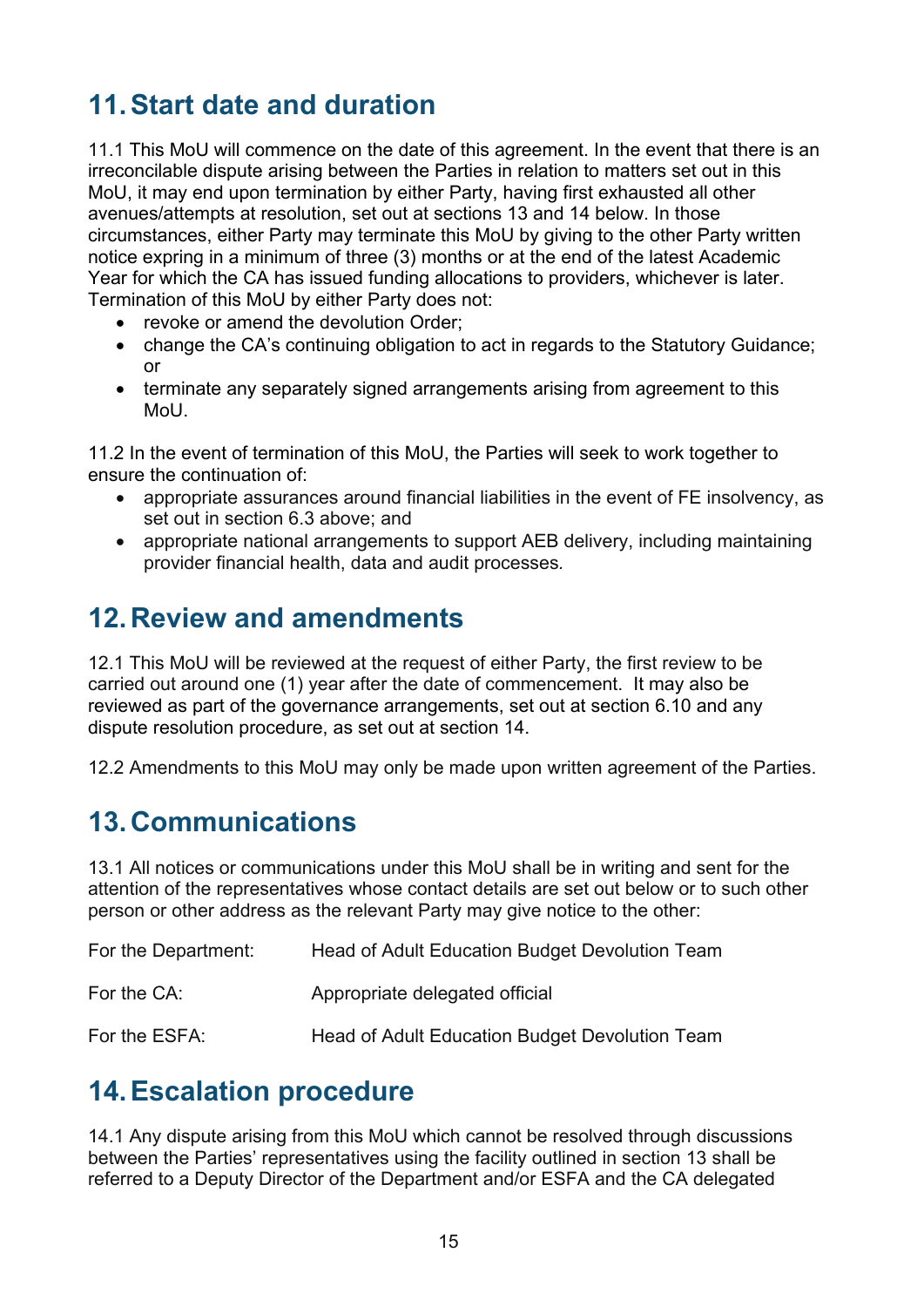## 11. Start date and duration

11.1 This MoU will commence on the date of this agreement. In the event that there is an irreconcilable dispute arising between the Parties in relation to matters set out in this MoU, it may end upon termination by either Party, having first exhausted all other avenues/attempts at resolution, set out at sections 13 and 14 below. In those circumstances, either Party may terminate this MoU by giving to the other Party written notice expring in a minimum of three (3) months or at the end of the latest Academic Year for which the CA has issued funding allocations to providers, whichever is later. Termination of this MoU by either Party does not:

- revoke or amend the devolution Order;
- change the CA's continuing obligation to act in regards to the Statutory Guidance; or
- terminate any separately signed arrangements arising from agreement to this MoU.

11.2 In the event of termination of this MoU, the Parties will seek to work together to ensure the continuation of:

- appropriate assurances around financial liabilities in the event of FE insolvency, as set out in section 6.3 above; and
- appropriate national arrangements to support AEB delivery, including maintaining provider financial health, data and audit processes.

## 12. Review and amendments

12.1 This MoU will be reviewed at the request of either Party, the first review to be carried out around one (1) year after the date of commencement. It may also be reviewed as part of the governance arrangements, set out at section 6.10 and any dispute resolution procedure, as set out at section 14.

12.2 Amendments to this MoU may only be made upon written agreement of the Parties.

## 13. Communications

13.1 All notices or communications under this MoU shall be in writing and sent for the attention of the representatives whose contact details are set out below or to such other person or other address as the relevant Party may give notice to the other:

| | |
|---|---|
| For the Department: | Head of Adult Education Budget Devolution Team |
| For the CA: | Appropriate delegated official |
| For the ESFA: | Head of Adult Education Budget Devolution Team |

## 14. Escalation procedure

14.1 Any dispute arising from this MoU which cannot be resolved through discussions between the Parties' representatives using the facility outlined in section 13 shall be referred to a Deputy Director of the Department and/or ESFA and the CA delegated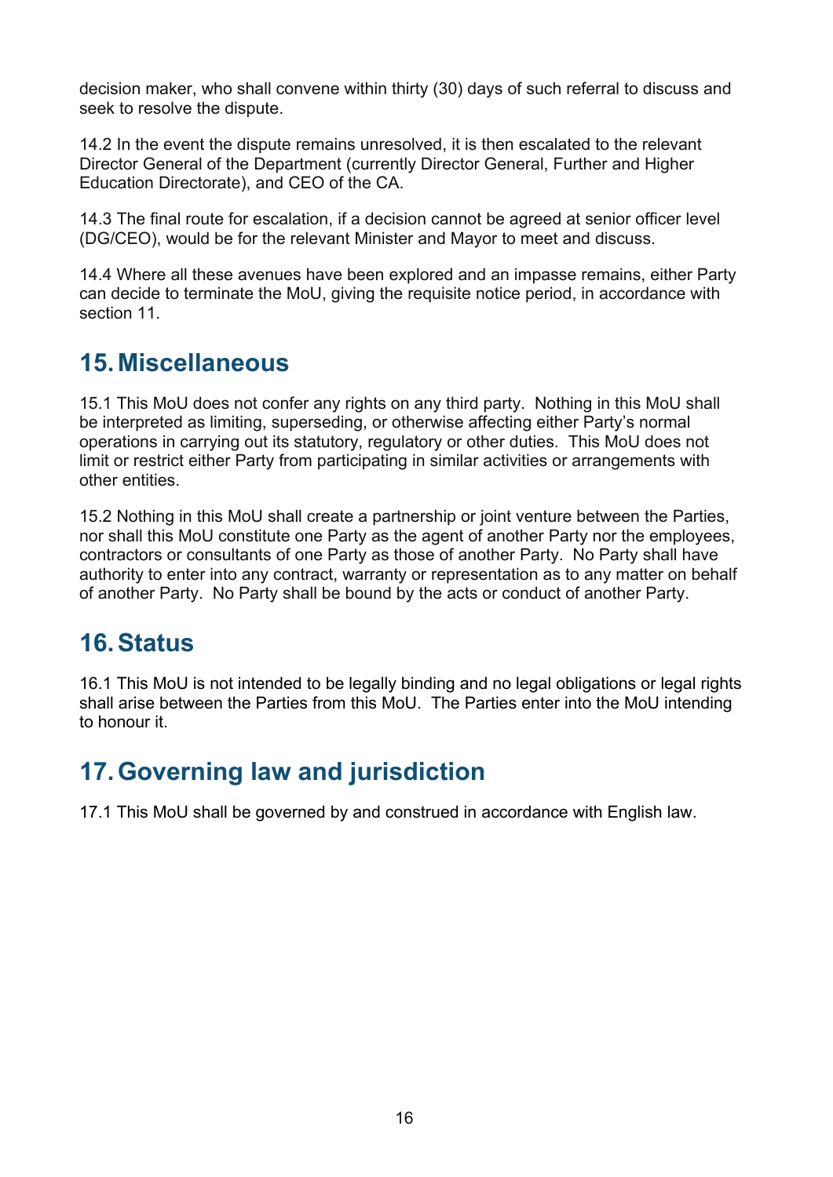decision maker, who shall convene within thirty (30) days of such referral to discuss and seek to resolve the dispute.

14.2 In the event the dispute remains unresolved, it is then escalated to the relevant Director General of the Department (currently Director General, Further and Higher Education Directorate), and CEO of the CA.

14.3 The final route for escalation, if a decision cannot be agreed at senior officer level (DG/CEO), would be for the relevant Minister and Mayor to meet and discuss.

14.4 Where all these avenues have been explored and an impasse remains, either Party can decide to terminate the MoU, giving the requisite notice period, in accordance with section 11.

## 15. Miscellaneous

15.1 This MoU does not confer any rights on any third party. Nothing in this MoU shall be interpreted as limiting, superseding, or otherwise affecting either Party's normal operations in carrying out its statutory, regulatory or other duties. This MoU does not limit or restrict either Party from participating in similar activities or arrangements with other entities.

15.2 Nothing in this MoU shall create a partnership or joint venture between the Parties, nor shall this MoU constitute one Party as the agent of another Party nor the employees, contractors or consultants of one Party as those of another Party. No Party shall have authority to enter into any contract, warranty or representation as to any matter on behalf of another Party. No Party shall be bound by the acts or conduct of another Party.

## 16. Status

16.1 This MoU is not intended to be legally binding and no legal obligations or legal rights shall arise between the Parties from this MoU. The Parties enter into the MoU intending to honour it.

## 17. Governing law and jurisdiction

17.1 This MoU shall be governed by and construed in accordance with English law.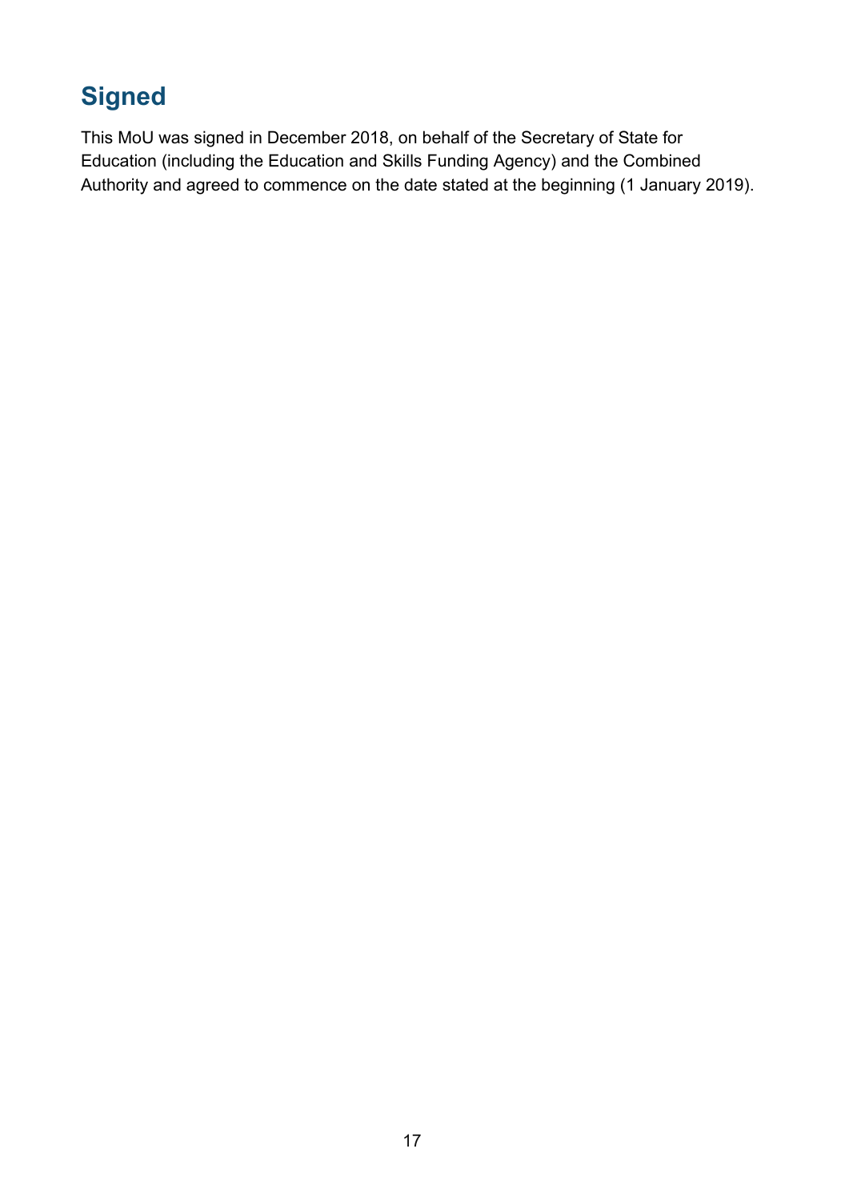## Signed

This MoU was signed in December 2018, on behalf of the Secretary of State for Education (including the Education and Skills Funding Agency) and the Combined Authority and agreed to commence on the date stated at the beginning (1 January 2019).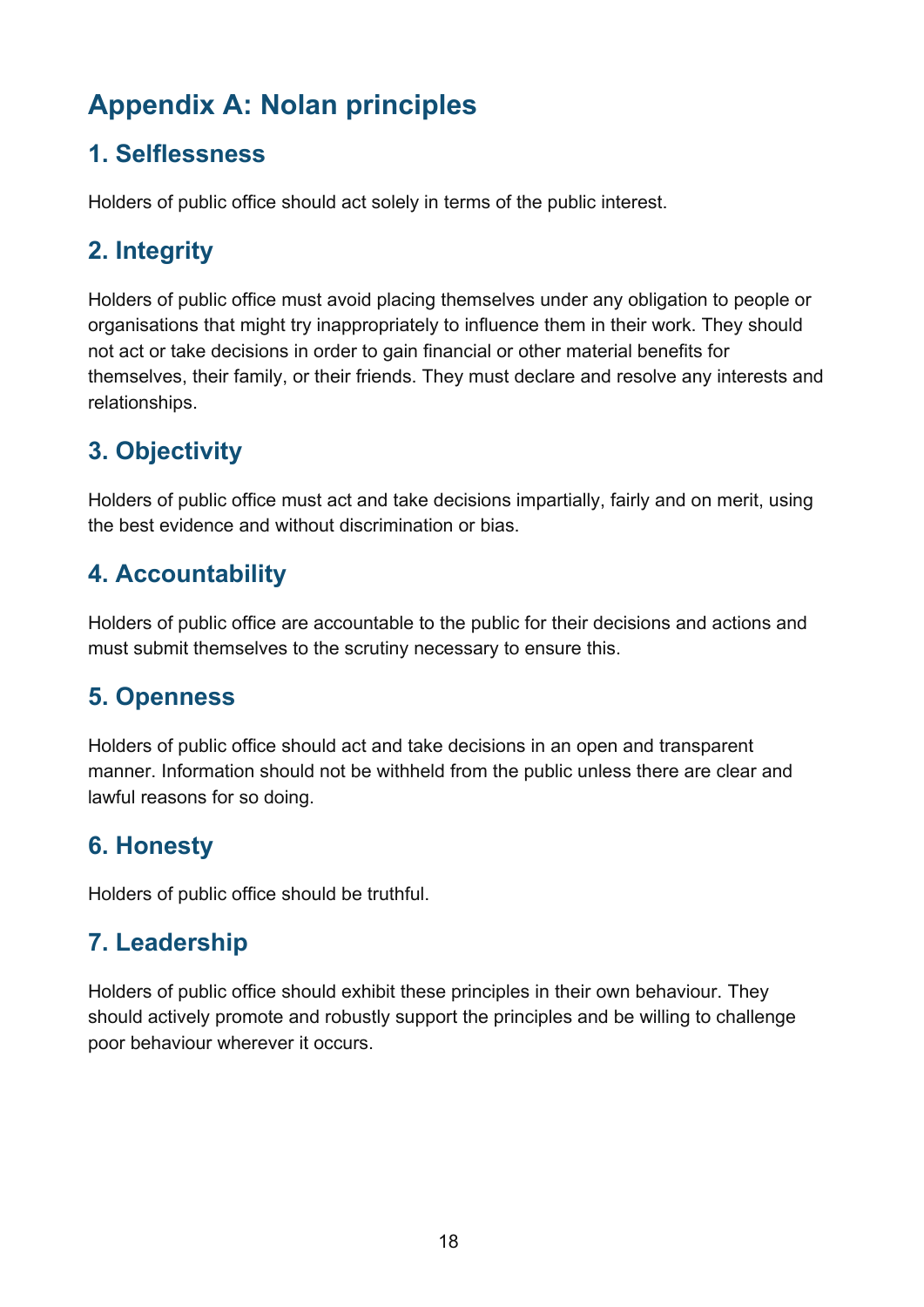# Appendix A: Nolan principles

## 1. Selflessness

Holders of public office should act solely in terms of the public interest.

## 2. Integrity

Holders of public office must avoid placing themselves under any obligation to people or organisations that might try inappropriately to influence them in their work. They should not act or take decisions in order to gain financial or other material benefits for themselves, their family, or their friends. They must declare and resolve any interests and relationships.

## 3. Objectivity

Holders of public office must act and take decisions impartially, fairly and on merit, using the best evidence and without discrimination or bias.

## 4. Accountability

Holders of public office are accountable to the public for their decisions and actions and must submit themselves to the scrutiny necessary to ensure this.

## 5. Openness

Holders of public office should act and take decisions in an open and transparent manner. Information should not be withheld from the public unless there are clear and lawful reasons for so doing.

## 6. Honesty

Holders of public office should be truthful.

## 7. Leadership

Holders of public office should exhibit these principles in their own behaviour. They should actively promote and robustly support the principles and be willing to challenge poor behaviour wherever it occurs.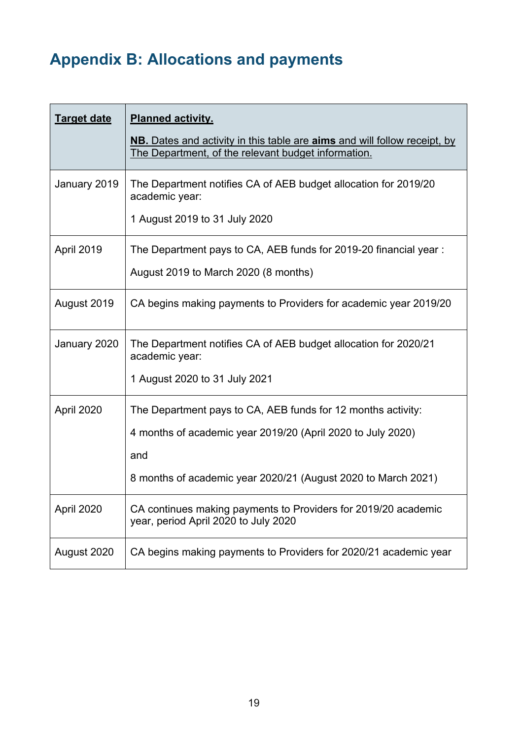# Appendix B: Allocations and payments

| Target date | Planned activity.<br><br>NB. Dates and activity in this table are **aims** and will follow receipt, by The Department, of the relevant budget information. |
|---|---|
| January 2019 | The Department notifies CA of AEB budget allocation for 2019/20 academic year:<br><br>1 August 2019 to 31 July 2020 |
| April 2019 | The Department pays to CA, AEB funds for 2019-20 financial year :<br><br>August 2019 to March 2020 (8 months) |
| August 2019 | CA begins making payments to Providers for academic year 2019/20 |
| January 2020 | The Department notifies CA of AEB budget allocation for 2020/21 academic year:<br><br>1 August 2020 to 31 July 2021 |
| April 2020 | The Department pays to CA, AEB funds for 12 months activity:<br><br>4 months of academic year 2019/20 (April 2020 to July 2020)<br><br>and<br><br>8 months of academic year 2020/21 (August 2020 to March 2021) |
| April 2020 | CA continues making payments to Providers for 2019/20 academic year, period April 2020 to July 2020 |
| August 2020 | CA begins making payments to Providers for 2020/21 academic year |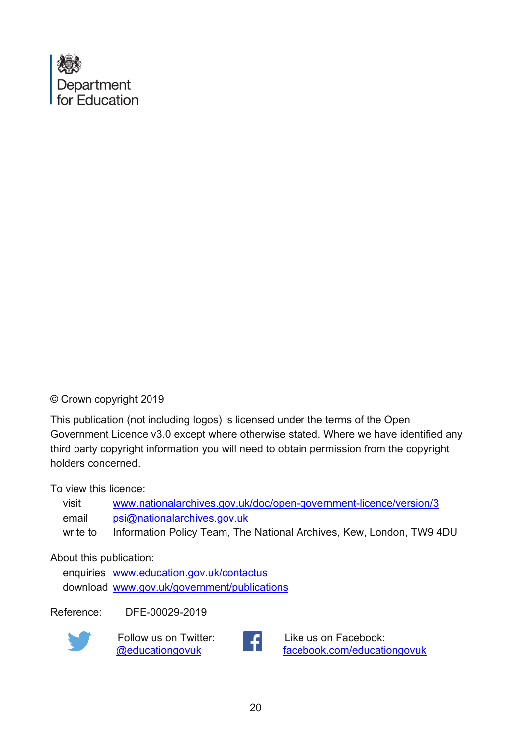Department for Education

© Crown copyright 2019

This publication (not including logos) is licensed under the terms of the Open Government Licence v3.0 except where otherwise stated. Where we have identified any third party copyright information you will need to obtain permission from the copyright holders concerned.

To view this licence:

| | |
|---|---|
| visit | www.nationalarchives.gov.uk/doc/open-government-licence/version/3 |
| email | psi@nationalarchives.gov.uk |
| write to | Information Policy Team, The National Archives, Kew, London, TW9 4DU |

About this publication:

| | |
|---|---|
| enquiries | www.education.gov.uk/contactus |
| download | www.gov.uk/government/publications |

Reference: DFE-00029-2019

Follow us on Twitter: @educationgovuk

Like us on Facebook: facebook.com/educationgovuk